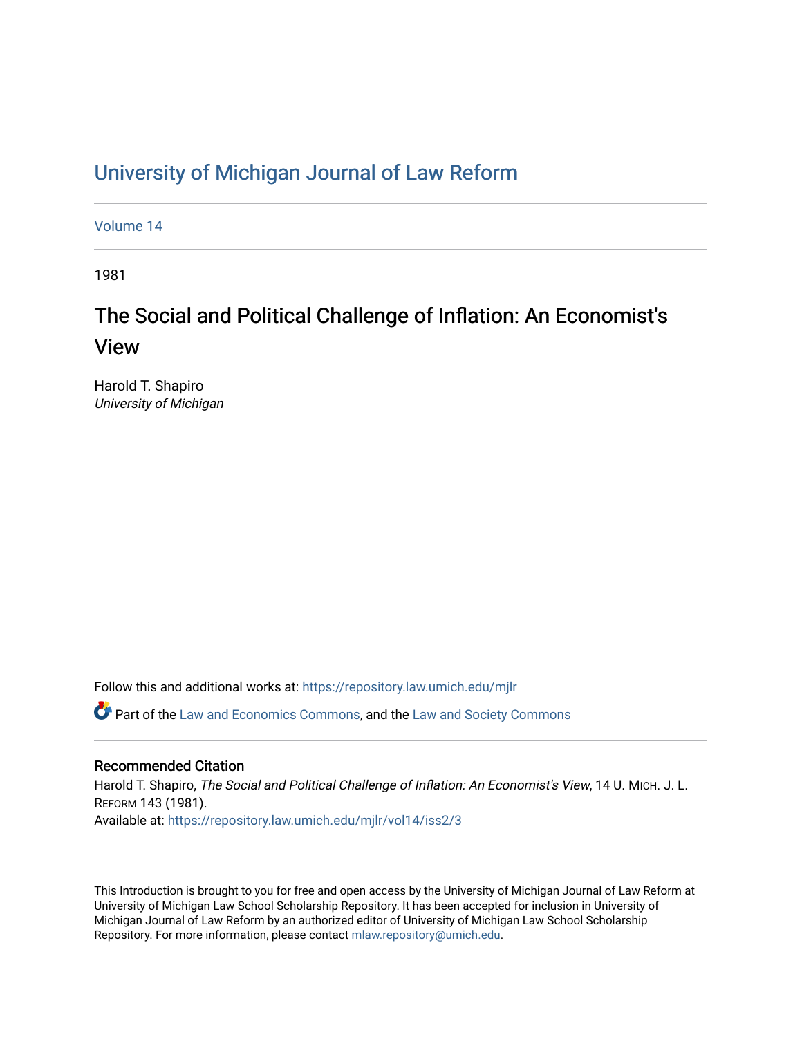# University of Michigan Journal of Law Reform

Volume 14

1981

## The Social and Political Challenge of Inflation: An Economist's View

Harold T. Shapiro
*University of Michigan*

Follow this and additional works at: https://repository.law.umich.edu/mjlr

Part of the Law and Economics Commons, and the Law and Society Commons

### Recommended Citation

Harold T. Shapiro, *The Social and Political Challenge of Inflation: An Economist's View*, 14 U. MICH. J. L. REFORM 143 (1981).
Available at: https://repository.law.umich.edu/mjlr/vol14/iss2/3

This Introduction is brought to you for free and open access by the University of Michigan Journal of Law Reform at University of Michigan Law School Scholarship Repository. It has been accepted for inclusion in University of Michigan Journal of Law Reform by an authorized editor of University of Michigan Law School Scholarship Repository. For more information, please contact mlaw.repository@umich.edu.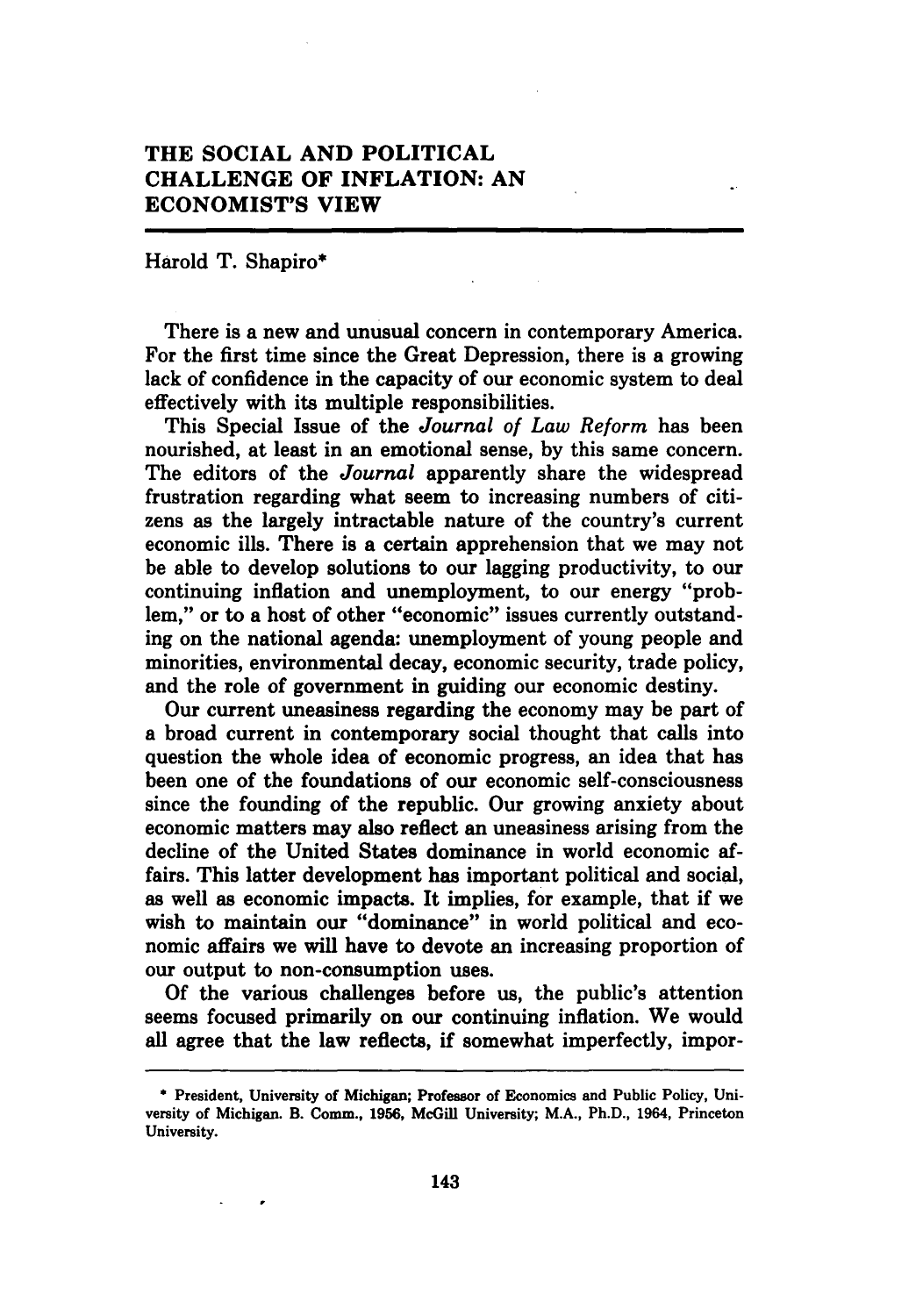# THE SOCIAL AND POLITICAL CHALLENGE OF INFLATION: AN ECONOMIST'S VIEW

Harold T. Shapiro*

There is a new and unusual concern in contemporary America. For the first time since the Great Depression, there is a growing lack of confidence in the capacity of our economic system to deal effectively with its multiple responsibilities.

This Special Issue of the *Journal of Law Reform* has been nourished, at least in an emotional sense, by this same concern. The editors of the *Journal* apparently share the widespread frustration regarding what seem to increasing numbers of citizens as the largely intractable nature of the country's current economic ills. There is a certain apprehension that we may not be able to develop solutions to our lagging productivity, to our continuing inflation and unemployment, to our energy "problem," or to a host of other "economic" issues currently outstanding on the national agenda: unemployment of young people and minorities, environmental decay, economic security, trade policy, and the role of government in guiding our economic destiny.

Our current uneasiness regarding the economy may be part of a broad current in contemporary social thought that calls into question the whole idea of economic progress, an idea that has been one of the foundations of our economic self-consciousness since the founding of the republic. Our growing anxiety about economic matters may also reflect an uneasiness arising from the decline of the United States dominance in world economic affairs. This latter development has important political and social, as well as economic impacts. It implies, for example, that if we wish to maintain our "dominance" in world political and economic affairs we will have to devote an increasing proportion of our output to non-consumption uses.

Of the various challenges before us, the public's attention seems focused primarily on our continuing inflation. We would all agree that the law reflects, if somewhat imperfectly, impor-

---

\* President, University of Michigan; Professor of Economics and Public Policy, University of Michigan. B. Comm., 1956, McGill University; M.A., Ph.D., 1964, Princeton University.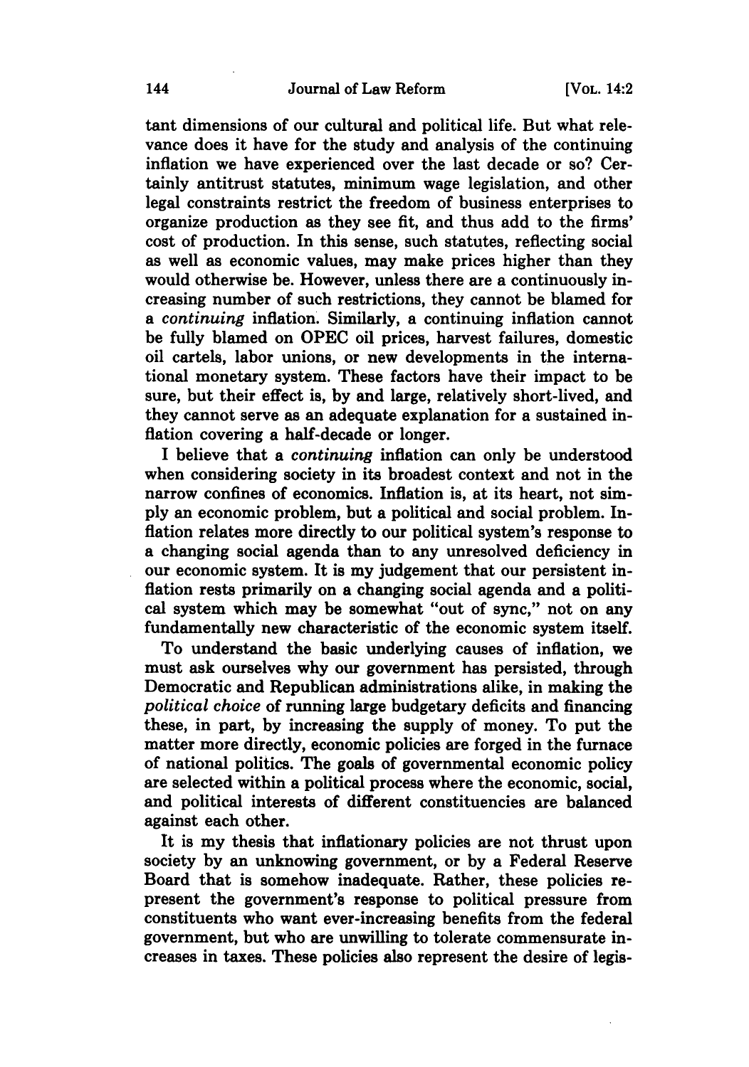tant dimensions of our cultural and political life. But what relevance does it have for the study and analysis of the continuing inflation we have experienced over the last decade or so? Certainly antitrust statutes, minimum wage legislation, and other legal constraints restrict the freedom of business enterprises to organize production as they see fit, and thus add to the firms' cost of production. In this sense, such statutes, reflecting social as well as economic values, may make prices higher than they would otherwise be. However, unless there are a continuously increasing number of such restrictions, they cannot be blamed for a *continuing* inflation. Similarly, a continuing inflation cannot be fully blamed on OPEC oil prices, harvest failures, domestic oil cartels, labor unions, or new developments in the international monetary system. These factors have their impact to be sure, but their effect is, by and large, relatively short-lived, and they cannot serve as an adequate explanation for a sustained inflation covering a half-decade or longer.

I believe that a *continuing* inflation can only be understood when considering society in its broadest context and not in the narrow confines of economics. Inflation is, at its heart, not simply an economic problem, but a political and social problem. Inflation relates more directly to our political system's response to a changing social agenda than to any unresolved deficiency in our economic system. It is my judgement that our persistent inflation rests primarily on a changing social agenda and a political system which may be somewhat "out of sync," not on any fundamentally new characteristic of the economic system itself.

To understand the basic underlying causes of inflation, we must ask ourselves why our government has persisted, through Democratic and Republican administrations alike, in making the *political choice* of running large budgetary deficits and financing these, in part, by increasing the supply of money. To put the matter more directly, economic policies are forged in the furnace of national politics. The goals of governmental economic policy are selected within a political process where the economic, social, and political interests of different constituencies are balanced against each other.

It is my thesis that inflationary policies are not thrust upon society by an unknowing government, or by a Federal Reserve Board that is somehow inadequate. Rather, these policies represent the government's response to political pressure from constituents who want ever-increasing benefits from the federal government, but who are unwilling to tolerate commensurate increases in taxes. These policies also represent the desire of legis-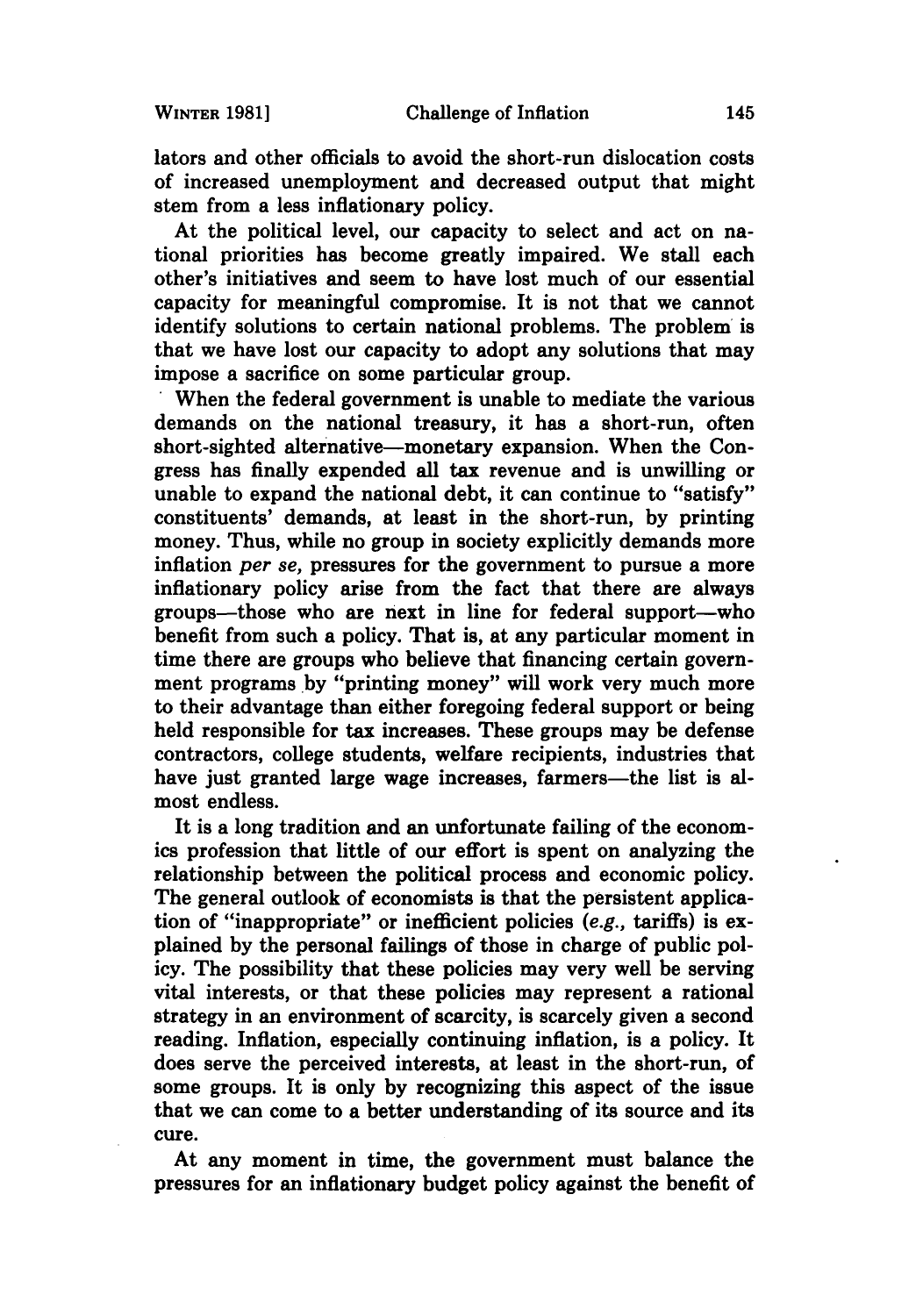lators and other officials to avoid the short-run dislocation costs of increased unemployment and decreased output that might stem from a less inflationary policy.

At the political level, our capacity to select and act on national priorities has become greatly impaired. We stall each other's initiatives and seem to have lost much of our essential capacity for meaningful compromise. It is not that we cannot identify solutions to certain national problems. The problem is that we have lost our capacity to adopt any solutions that may impose a sacrifice on some particular group.

When the federal government is unable to mediate the various demands on the national treasury, it has a short-run, often short-sighted alternative—monetary expansion. When the Congress has finally expended all tax revenue and is unwilling or unable to expand the national debt, it can continue to "satisfy" constituents' demands, at least in the short-run, by printing money. Thus, while no group in society explicitly demands more inflation *per se*, pressures for the government to pursue a more inflationary policy arise from the fact that there are always groups—those who are next in line for federal support—who benefit from such a policy. That is, at any particular moment in time there are groups who believe that financing certain government programs by "printing money" will work very much more to their advantage than either foregoing federal support or being held responsible for tax increases. These groups may be defense contractors, college students, welfare recipients, industries that have just granted large wage increases, farmers—the list is almost endless.

It is a long tradition and an unfortunate failing of the economics profession that little of our effort is spent on analyzing the relationship between the political process and economic policy. The general outlook of economists is that the persistent application of "inappropriate" or inefficient policies (*e.g.*, tariffs) is explained by the personal failings of those in charge of public policy. The possibility that these policies may very well be serving vital interests, or that these policies may represent a rational strategy in an environment of scarcity, is scarcely given a second reading. Inflation, especially continuing inflation, is a policy. It does serve the perceived interests, at least in the short-run, of some groups. It is only by recognizing this aspect of the issue that we can come to a better understanding of its source and its cure.

At any moment in time, the government must balance the pressures for an inflationary budget policy against the benefit of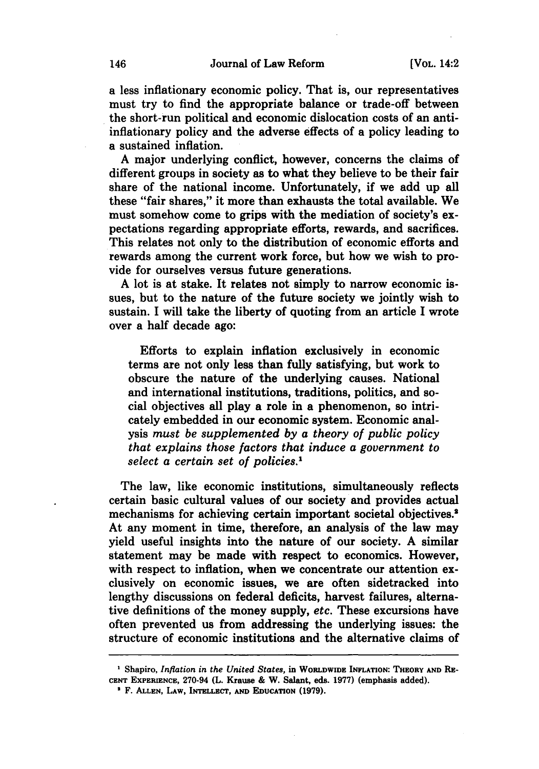a less inflationary economic policy. That is, our representatives must try to find the appropriate balance or trade-off between the short-run political and economic dislocation costs of an anti-inflationary policy and the adverse effects of a policy leading to a sustained inflation.

A major underlying conflict, however, concerns the claims of different groups in society as to what they believe to be their fair share of the national income. Unfortunately, if we add up all these "fair shares," it more than exhausts the total available. We must somehow come to grips with the mediation of society's expectations regarding appropriate efforts, rewards, and sacrifices. This relates not only to the distribution of economic efforts and rewards among the current work force, but how we wish to provide for ourselves versus future generations.

A lot is at stake. It relates not simply to narrow economic issues, but to the nature of the future society we jointly wish to sustain. I will take the liberty of quoting from an article I wrote over a half decade ago:

> Efforts to explain inflation exclusively in economic terms are not only less than fully satisfying, but work to obscure the nature of the underlying causes. National and international institutions, traditions, politics, and social objectives all play a role in a phenomenon, so intricately embedded in our economic system. Economic analysis *must be supplemented by a theory of public policy that explains those factors that induce a government to select a certain set of policies.*[1]

The law, like economic institutions, simultaneously reflects certain basic cultural values of our society and provides actual mechanisms for achieving certain important societal objectives.[2] At any moment in time, therefore, an analysis of the law may yield useful insights into the nature of our society. A similar statement may be made with respect to economics. However, with respect to inflation, when we concentrate our attention exclusively on economic issues, we are often sidetracked into lengthy discussions on federal deficits, harvest failures, alternative definitions of the money supply, *etc.* These excursions have often prevented us from addressing the underlying issues: the structure of economic institutions and the alternative claims of

---

[1] Shapiro, *Inflation in the United States*, in WORLDWIDE INFLATION: THEORY AND RECENT EXPERIENCE, 270-94 (L. Krause & W. Salant, eds. 1977) (emphasis added).

[2] F. ALLEN, LAW, INTELLECT, AND EDUCATION (1979).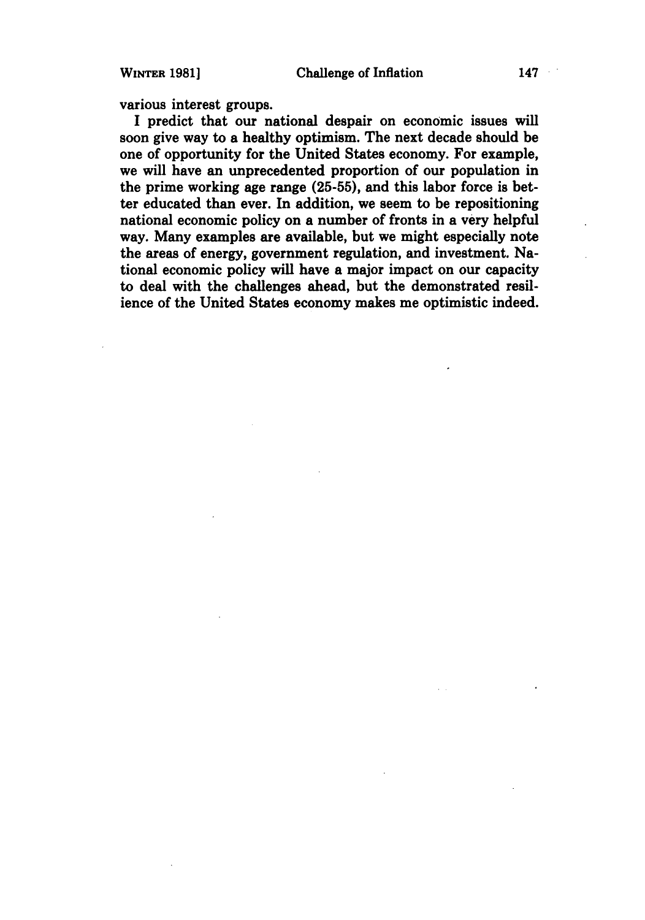various interest groups.

I predict that our national despair on economic issues will soon give way to a healthy optimism. The next decade should be one of opportunity for the United States economy. For example, we will have an unprecedented proportion of our population in the prime working age range (25-55), and this labor force is better educated than ever. In addition, we seem to be repositioning national economic policy on a number of fronts in a very helpful way. Many examples are available, but we might especially note the areas of energy, government regulation, and investment. National economic policy will have a major impact on our capacity to deal with the challenges ahead, but the demonstrated resilience of the United States economy makes me optimistic indeed.